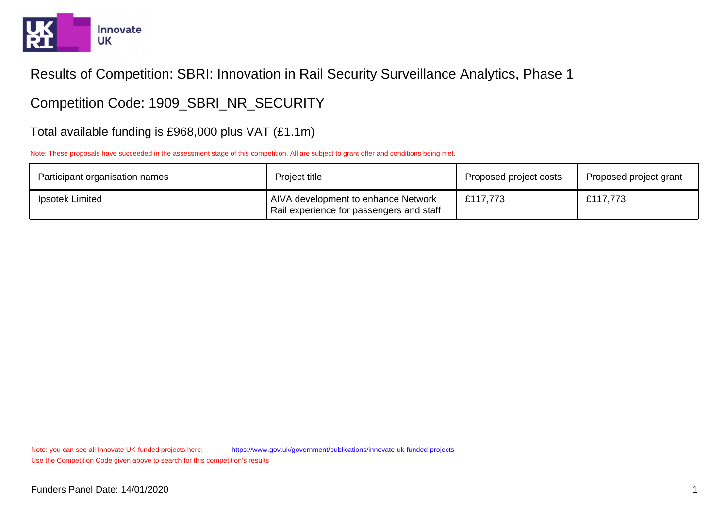# Results of Competition: SBRI: Innovation in Rail Security Surveillance Analytics, Phase 1

## Competition Code: 1909_SBRI_NR_SECURITY

### Total available funding is £968,000 plus VAT (£1.1m)

Note: These proposals have succeeded in the assessment stage of this competition. All are subject to grant offer and conditions being met.

| Participant organisation names | Project title | Proposed project costs | Proposed project grant |
|---|---|---|---|
| Ipsotek Limited | AIVA development to enhance Network Rail experience for passengers and staff | £117,773 | £117,773 |

Note: you can see all Innovate UK-funded projects here: https://www.gov.uk/government/publications/innovate-uk-funded-projects
Use the Competition Code given above to search for this competition's results

Funders Panel Date: 14/01/2020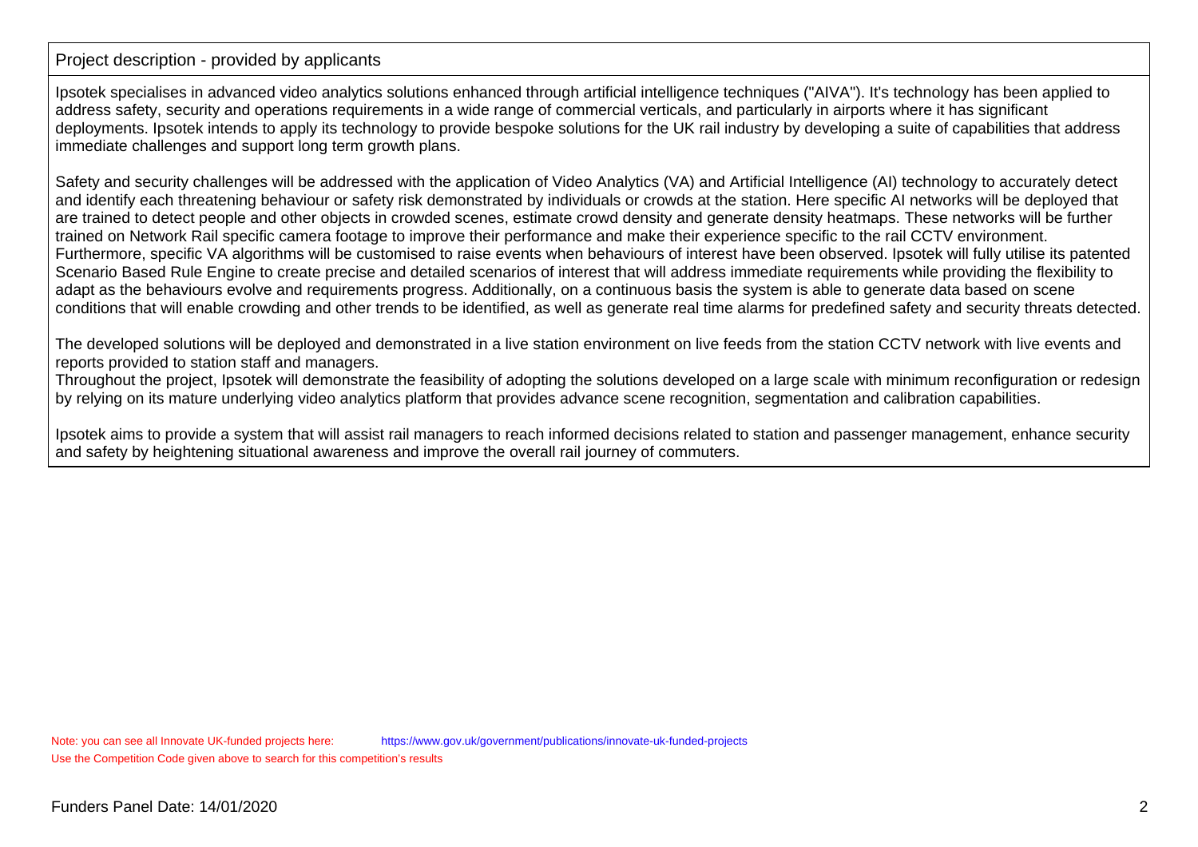## Project description - provided by applicants

Ipsotek specialises in advanced video analytics solutions enhanced through artificial intelligence techniques ("AIVA"). It's technology has been applied to address safety, security and operations requirements in a wide range of commercial verticals, and particularly in airports where it has significant deployments. Ipsotek intends to apply its technology to provide bespoke solutions for the UK rail industry by developing a suite of capabilities that address immediate challenges and support long term growth plans.

Safety and security challenges will be addressed with the application of Video Analytics (VA) and Artificial Intelligence (AI) technology to accurately detect and identify each threatening behaviour or safety risk demonstrated by individuals or crowds at the station. Here specific AI networks will be deployed that are trained to detect people and other objects in crowded scenes, estimate crowd density and generate density heatmaps. These networks will be further trained on Network Rail specific camera footage to improve their performance and make their experience specific to the rail CCTV environment. Furthermore, specific VA algorithms will be customised to raise events when behaviours of interest have been observed. Ipsotek will fully utilise its patented Scenario Based Rule Engine to create precise and detailed scenarios of interest that will address immediate requirements while providing the flexibility to adapt as the behaviours evolve and requirements progress. Additionally, on a continuous basis the system is able to generate data based on scene conditions that will enable crowding and other trends to be identified, as well as generate real time alarms for predefined safety and security threats detected.

The developed solutions will be deployed and demonstrated in a live station environment on live feeds from the station CCTV network with live events and reports provided to station staff and managers.
Throughout the project, Ipsotek will demonstrate the feasibility of adopting the solutions developed on a large scale with minimum reconfiguration or redesign by relying on its mature underlying video analytics platform that provides advance scene recognition, segmentation and calibration capabilities.

Ipsotek aims to provide a system that will assist rail managers to reach informed decisions related to station and passenger management, enhance security and safety by heightening situational awareness and improve the overall rail journey of commuters.

Note: you can see all Innovate UK-funded projects here: https://www.gov.uk/government/publications/innovate-uk-funded-projects
Use the Competition Code given above to search for this competition's results

Funders Panel Date: 14/01/2020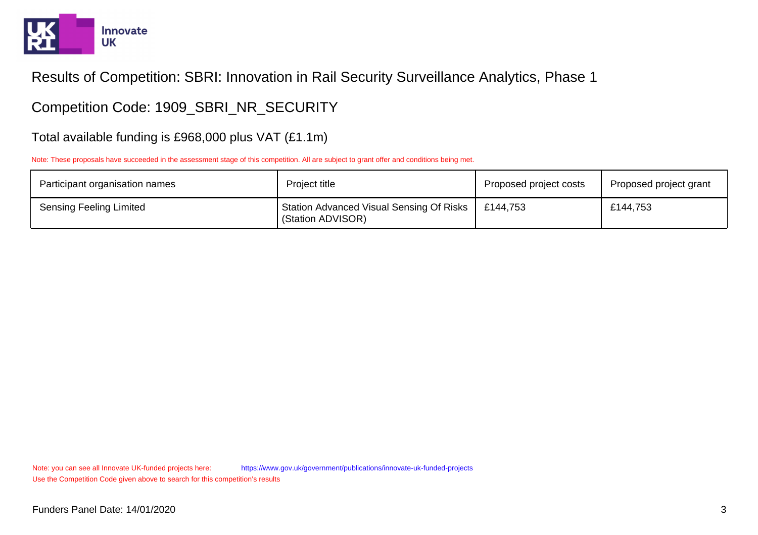# Results of Competition: SBRI: Innovation in Rail Security Surveillance Analytics, Phase 1

## Competition Code: 1909_SBRI_NR_SECURITY

### Total available funding is £968,000 plus VAT (£1.1m)

Note: These proposals have succeeded in the assessment stage of this competition. All are subject to grant offer and conditions being met.

| Participant organisation names | Project title | Proposed project costs | Proposed project grant |
|---|---|---|---|
| Sensing Feeling Limited | Station Advanced Visual Sensing Of Risks (Station ADVISOR) | £144,753 | £144,753 |

Note: you can see all Innovate UK-funded projects here: https://www.gov.uk/government/publications/innovate-uk-funded-projects

Use the Competition Code given above to search for this competition's results

Funders Panel Date: 14/01/2020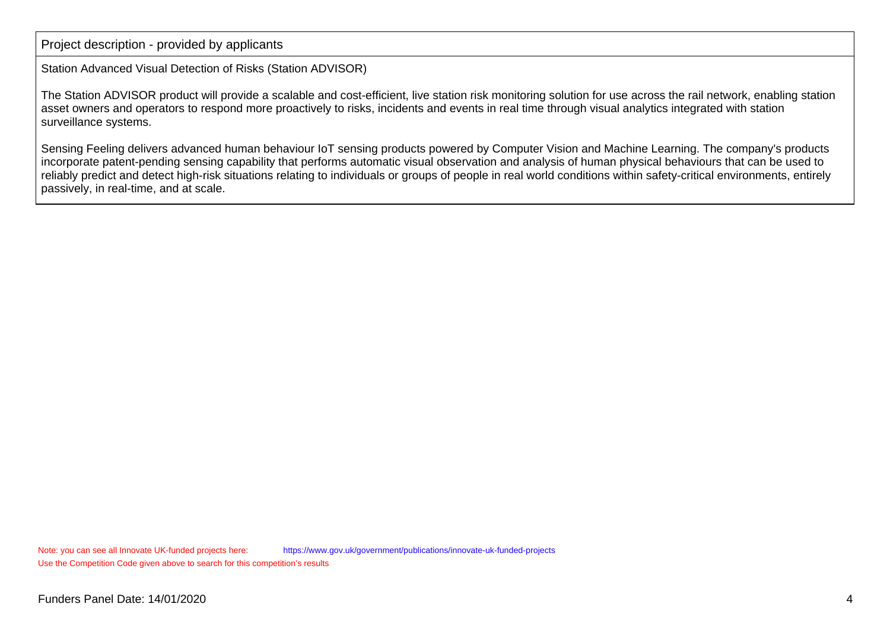Project description - provided by applicants

Station Advanced Visual Detection of Risks (Station ADVISOR)

The Station ADVISOR product will provide a scalable and cost-efficient, live station risk monitoring solution for use across the rail network, enabling station asset owners and operators to respond more proactively to risks, incidents and events in real time through visual analytics integrated with station surveillance systems.

Sensing Feeling delivers advanced human behaviour IoT sensing products powered by Computer Vision and Machine Learning. The company's products incorporate patent-pending sensing capability that performs automatic visual observation and analysis of human physical behaviours that can be used to reliably predict and detect high-risk situations relating to individuals or groups of people in real world conditions within safety-critical environments, entirely passively, in real-time, and at scale.

Note: you can see all Innovate UK-funded projects here: https://www.gov.uk/government/publications/innovate-uk-funded-projects
Use the Competition Code given above to search for this competition's results

Funders Panel Date: 14/01/2020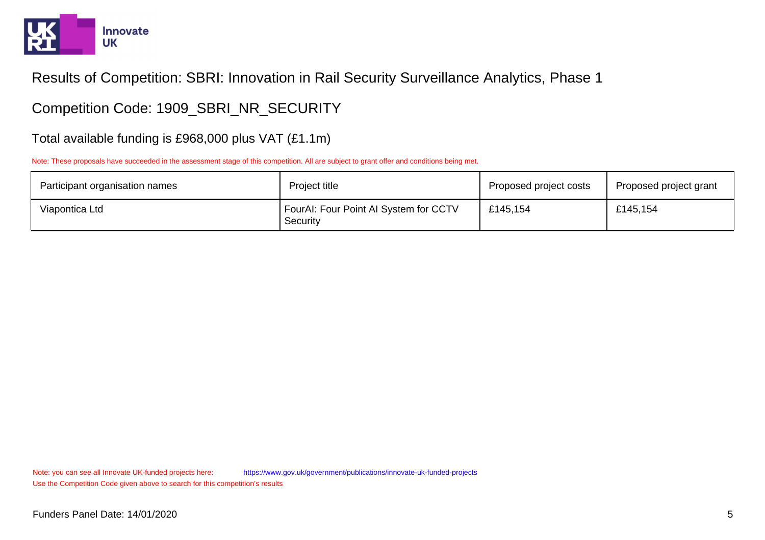Results of Competition: SBRI: Innovation in Rail Security Surveillance Analytics, Phase 1

Competition Code: 1909_SBRI_NR_SECURITY

Total available funding is £968,000 plus VAT (£1.1m)

Note: These proposals have succeeded in the assessment stage of this competition. All are subject to grant offer and conditions being met.

| Participant organisation names | Project title | Proposed project costs | Proposed project grant |
|---|---|---|---|
| Viapontica Ltd | FourAI: Four Point AI System for CCTV Security | £145,154 | £145,154 |

Note: you can see all Innovate UK-funded projects here: https://www.gov.uk/government/publications/innovate-uk-funded-projects
Use the Competition Code given above to search for this competition's results

Funders Panel Date: 14/01/2020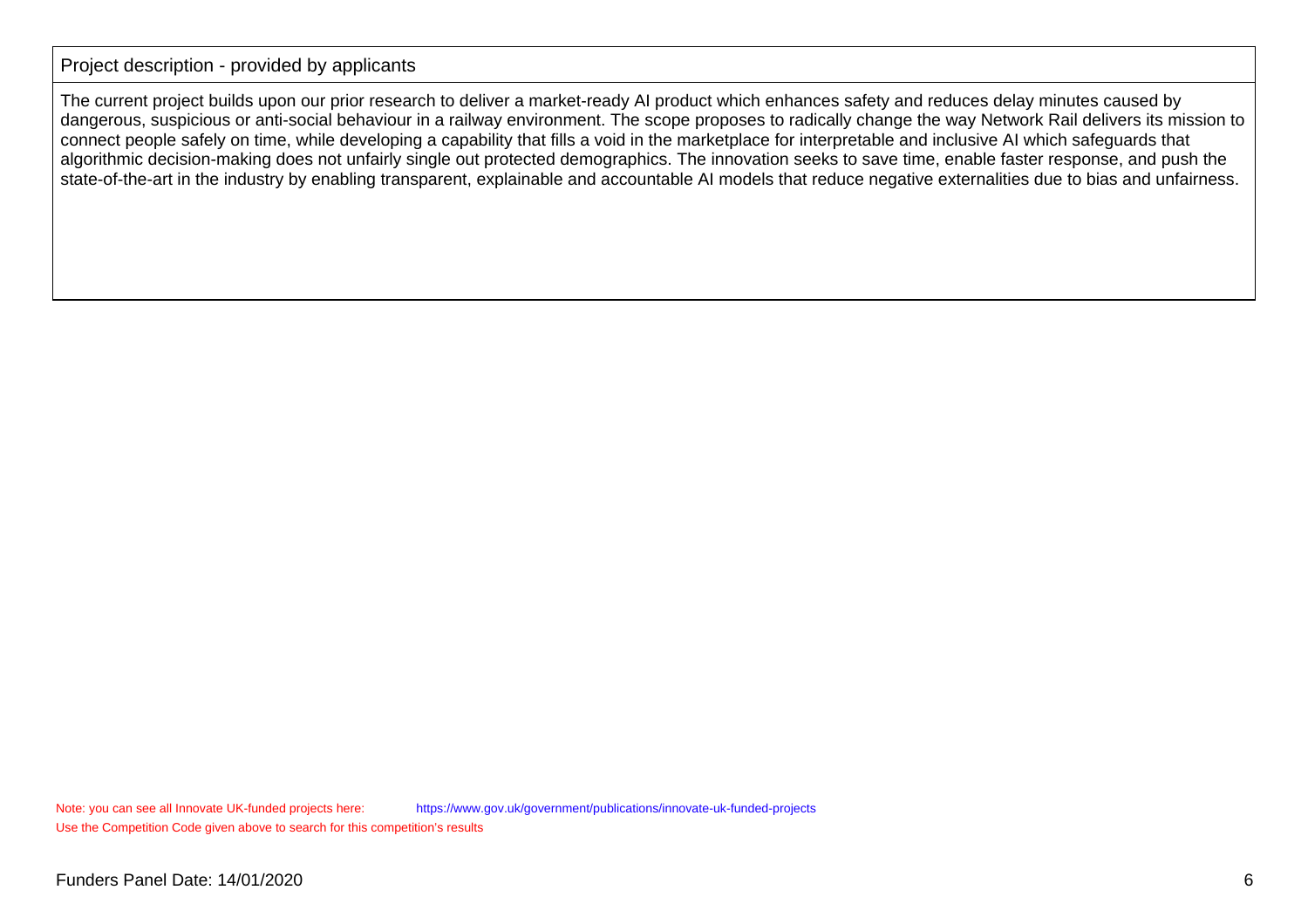| Project description - provided by applicants |
| --- |
| The current project builds upon our prior research to deliver a market-ready AI product which enhances safety and reduces delay minutes caused by dangerous, suspicious or anti-social behaviour in a railway environment. The scope proposes to radically change the way Network Rail delivers its mission to connect people safely on time, while developing a capability that fills a void in the marketplace for interpretable and inclusive AI which safeguards that algorithmic decision-making does not unfairly single out protected demographics. The innovation seeks to save time, enable faster response, and push the state-of-the-art in the industry by enabling transparent, explainable and accountable AI models that reduce negative externalities due to bias and unfairness. |

Note: you can see all Innovate UK-funded projects here: https://www.gov.uk/government/publications/innovate-uk-funded-projects
Use the Competition Code given above to search for this competition's results

Funders Panel Date: 14/01/2020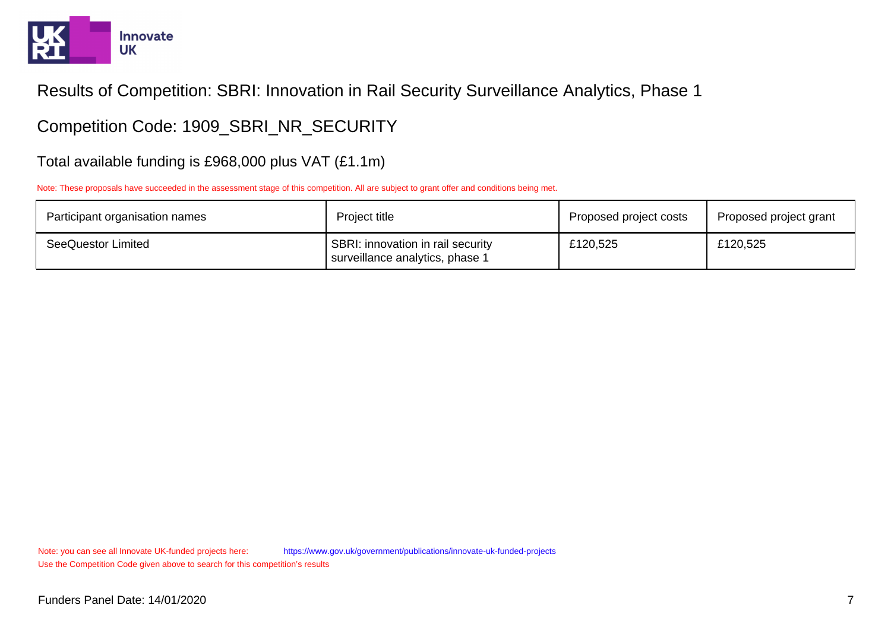# Results of Competition: SBRI: Innovation in Rail Security Surveillance Analytics, Phase 1

## Competition Code: 1909_SBRI_NR_SECURITY

### Total available funding is £968,000 plus VAT (£1.1m)

Note: These proposals have succeeded in the assessment stage of this competition. All are subject to grant offer and conditions being met.

| Participant organisation names | Project title | Proposed project costs | Proposed project grant |
|---|---|---|---|
| SeeQuestor Limited | SBRI: innovation in rail security surveillance analytics, phase 1 | £120,525 | £120,525 |

Note: you can see all Innovate UK-funded projects here: https://www.gov.uk/government/publications/innovate-uk-funded-projects
Use the Competition Code given above to search for this competition's results

Funders Panel Date: 14/01/2020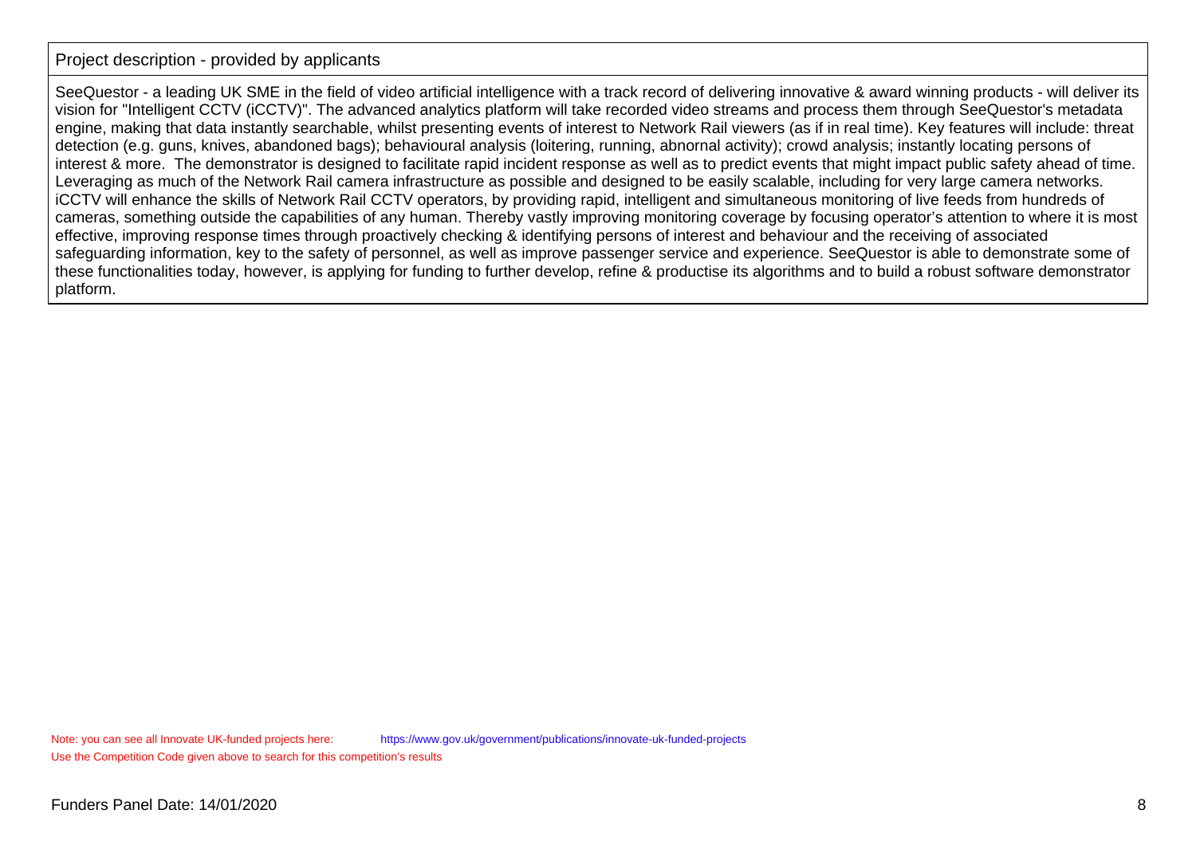| Project description - provided by applicants |
| --- |
| SeeQuestor - a leading UK SME in the field of video artificial intelligence with a track record of delivering innovative & award winning products - will deliver its vision for "Intelligent CCTV (iCCTV)". The advanced analytics platform will take recorded video streams and process them through SeeQuestor's metadata engine, making that data instantly searchable, whilst presenting events of interest to Network Rail viewers (as if in real time). Key features will include: threat detection (e.g. guns, knives, abandoned bags); behavioural analysis (loitering, running, abnornal activity); crowd analysis; instantly locating persons of interest & more. The demonstrator is designed to facilitate rapid incident response as well as to predict events that might impact public safety ahead of time. Leveraging as much of the Network Rail camera infrastructure as possible and designed to be easily scalable, including for very large camera networks. iCCTV will enhance the skills of Network Rail CCTV operators, by providing rapid, intelligent and simultaneous monitoring of live feeds from hundreds of cameras, something outside the capabilities of any human. Thereby vastly improving monitoring coverage by focusing operator's attention to where it is most effective, improving response times through proactively checking & identifying persons of interest and behaviour and the receiving of associated safeguarding information, key to the safety of personnel, as well as improve passenger service and experience. SeeQuestor is able to demonstrate some of these functionalities today, however, is applying for funding to further develop, refine & productise its algorithms and to build a robust software demonstrator platform. |

Note: you can see all Innovate UK-funded projects here: https://www.gov.uk/government/publications/innovate-uk-funded-projects
Use the Competition Code given above to search for this competition's results

Funders Panel Date: 14/01/2020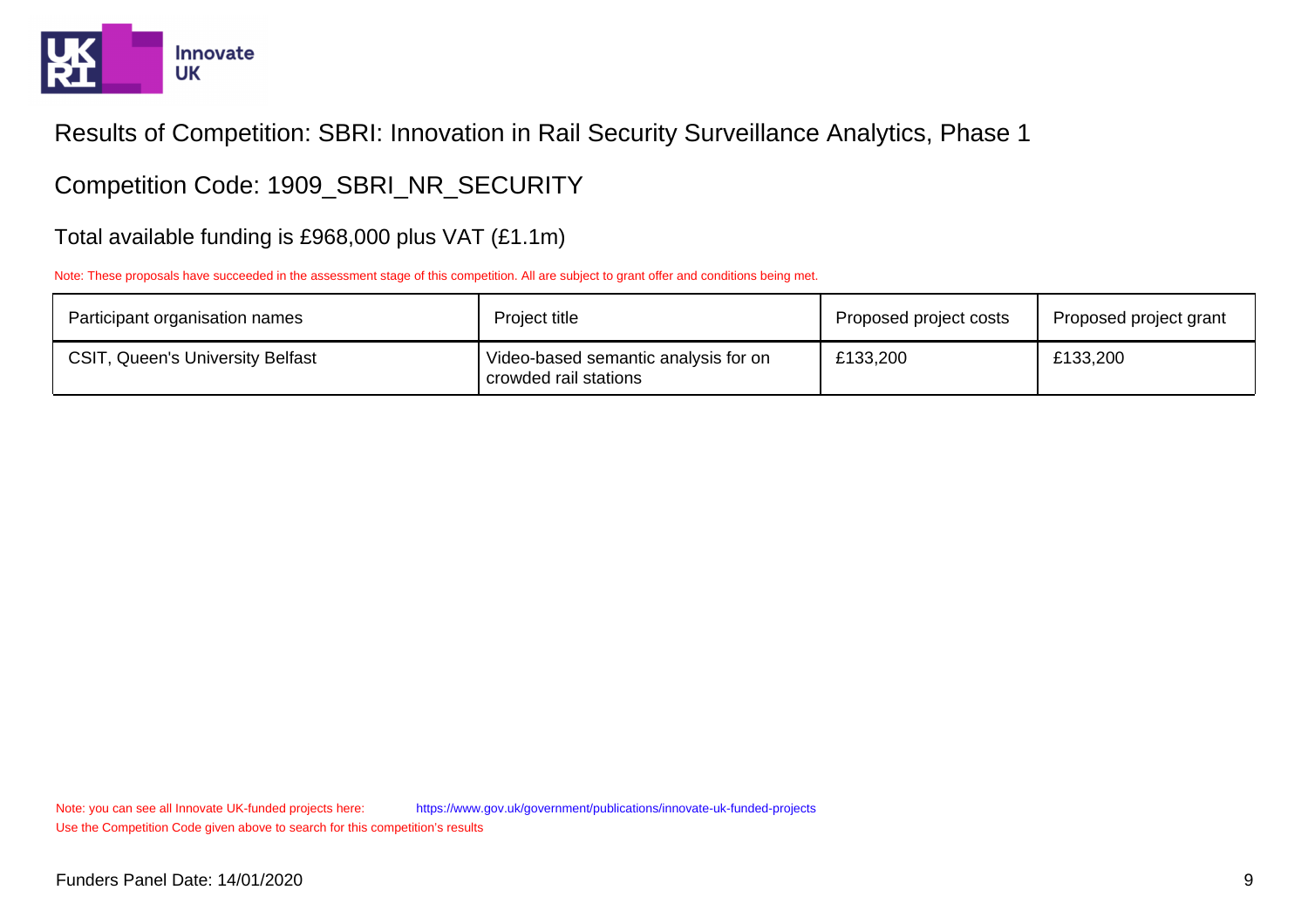Results of Competition: SBRI: Innovation in Rail Security Surveillance Analytics, Phase 1

Competition Code: 1909_SBRI_NR_SECURITY

Total available funding is £968,000 plus VAT (£1.1m)

Note: These proposals have succeeded in the assessment stage of this competition. All are subject to grant offer and conditions being met.

| Participant organisation names | Project title | Proposed project costs | Proposed project grant |
|---|---|---|---|
| CSIT, Queen's University Belfast | Video-based semantic analysis for on crowded rail stations | £133,200 | £133,200 |

Note: you can see all Innovate UK-funded projects here: https://www.gov.uk/government/publications/innovate-uk-funded-projects
Use the Competition Code given above to search for this competition's results

Funders Panel Date: 14/01/2020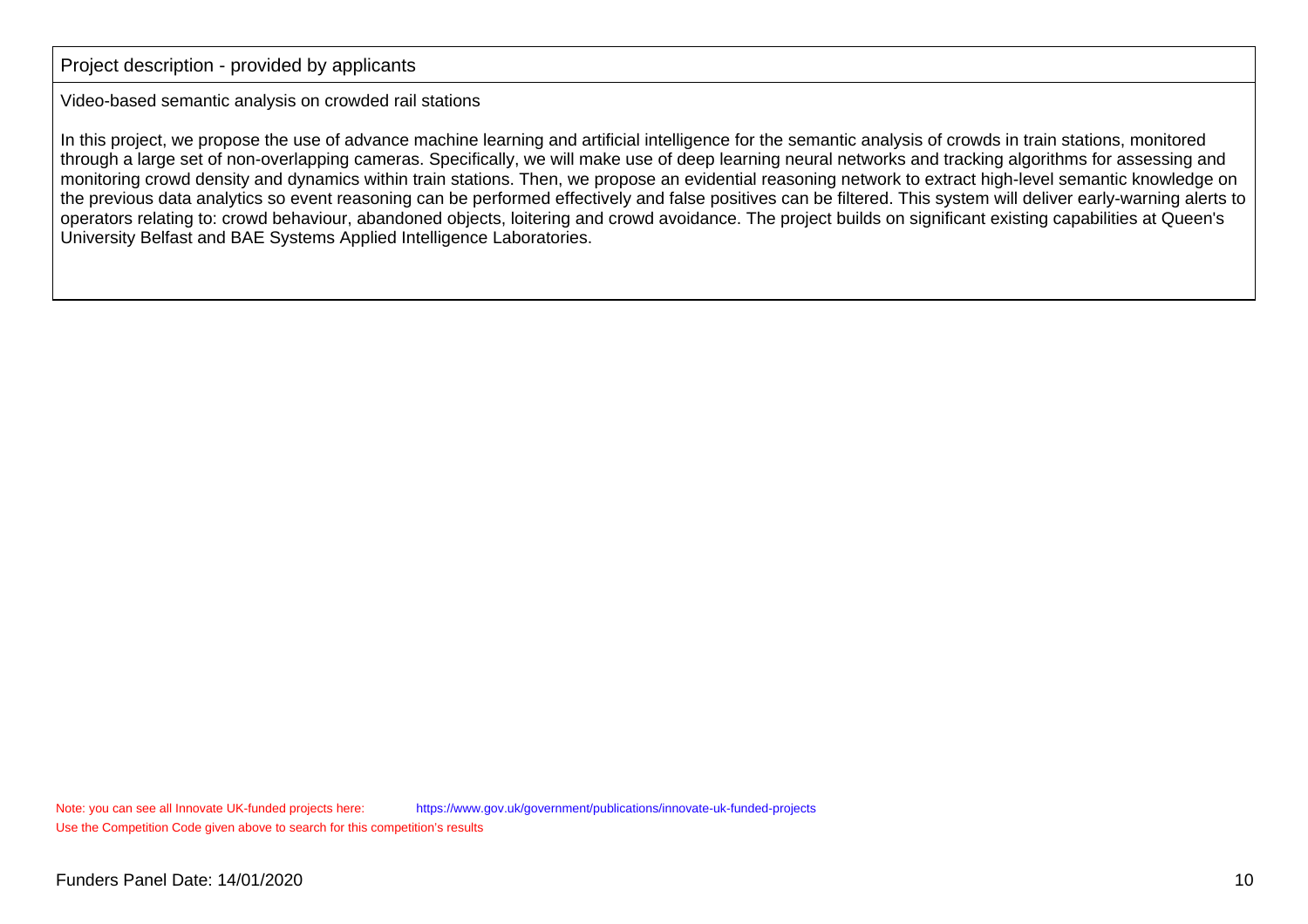| Project description - provided by applicants |
| --- |
| Video-based semantic analysis on crowded rail stations<br><br>In this project, we propose the use of advance machine learning and artificial intelligence for the semantic analysis of crowds in train stations, monitored through a large set of non-overlapping cameras. Specifically, we will make use of deep learning neural networks and tracking algorithms for assessing and monitoring crowd density and dynamics within train stations. Then, we propose an evidential reasoning network to extract high-level semantic knowledge on the previous data analytics so event reasoning can be performed effectively and false positives can be filtered. This system will deliver early-warning alerts to operators relating to: crowd behaviour, abandoned objects, loitering and crowd avoidance. The project builds on significant existing capabilities at Queen's University Belfast and BAE Systems Applied Intelligence Laboratories. |

Note: you can see all Innovate UK-funded projects here: https://www.gov.uk/government/publications/innovate-uk-funded-projects
Use the Competition Code given above to search for this competition's results

Funders Panel Date: 14/01/2020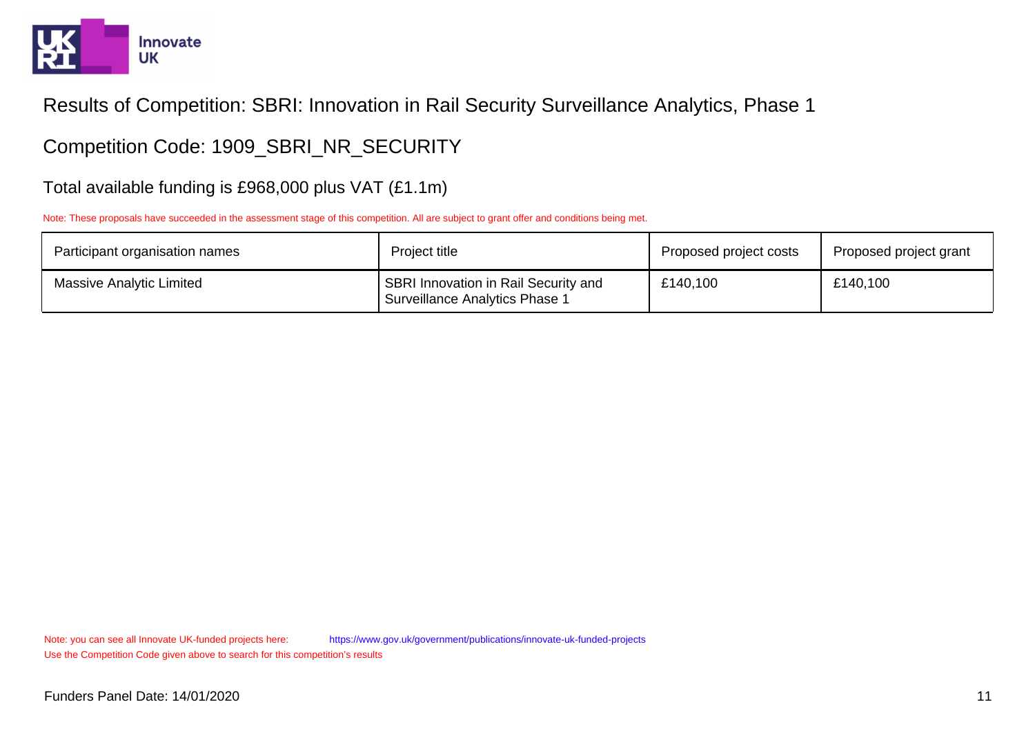# Results of Competition: SBRI: Innovation in Rail Security Surveillance Analytics, Phase 1

## Competition Code: 1909_SBRI_NR_SECURITY

### Total available funding is £968,000 plus VAT (£1.1m)

Note: These proposals have succeeded in the assessment stage of this competition. All are subject to grant offer and conditions being met.

| Participant organisation names | Project title | Proposed project costs | Proposed project grant |
|---|---|---|---|
| Massive Analytic Limited | SBRI Innovation in Rail Security and Surveillance Analytics Phase 1 | £140,100 | £140,100 |

Note: you can see all Innovate UK-funded projects here: https://www.gov.uk/government/publications/innovate-uk-funded-projects
Use the Competition Code given above to search for this competition's results

Funders Panel Date: 14/01/2020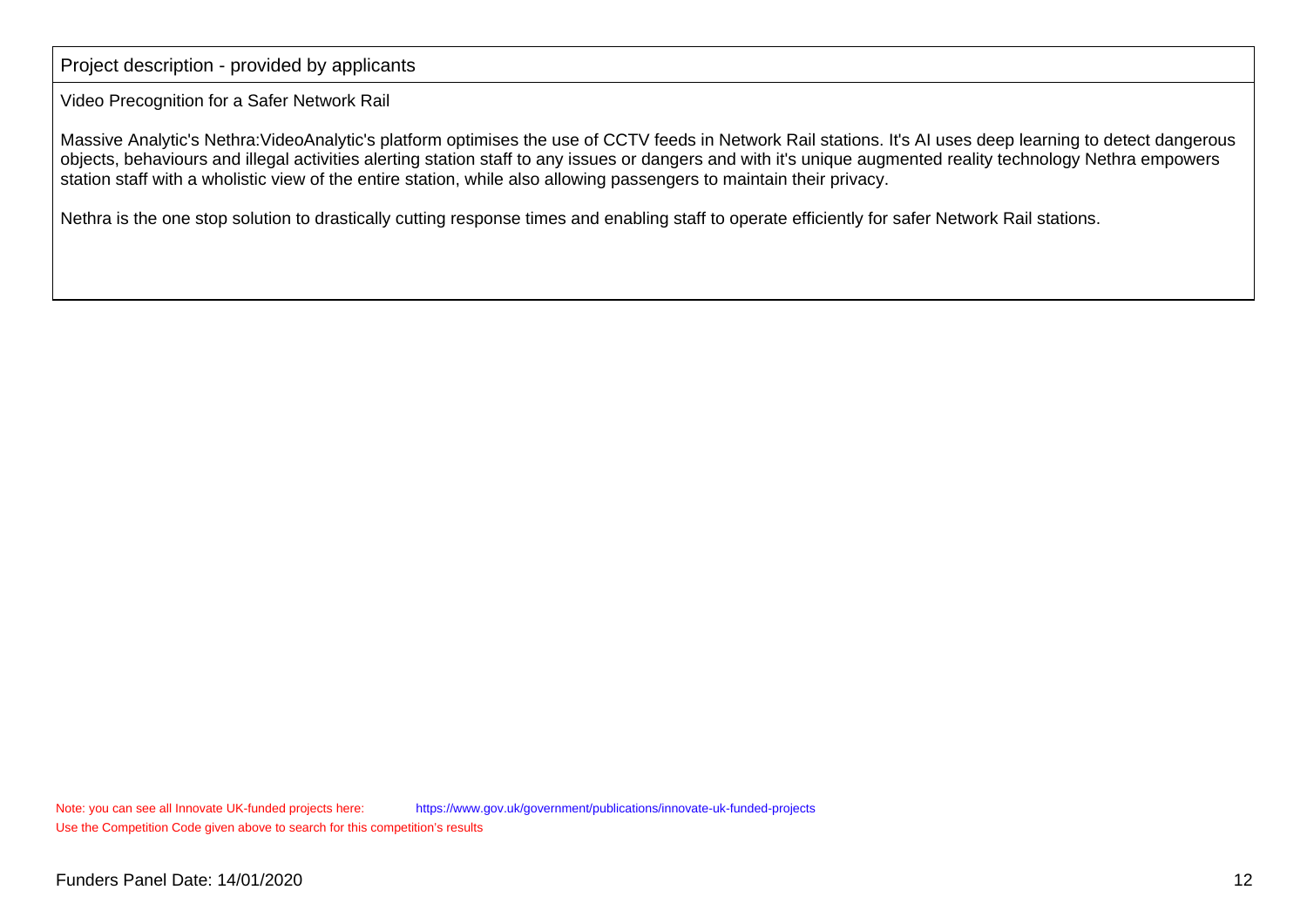## Project description - provided by applicants

Video Precognition for a Safer Network Rail

Massive Analytic's Nethra:VideoAnalytic's platform optimises the use of CCTV feeds in Network Rail stations. It's AI uses deep learning to detect dangerous objects, behaviours and illegal activities alerting station staff to any issues or dangers and with it's unique augmented reality technology Nethra empowers station staff with a wholistic view of the entire station, while also allowing passengers to maintain their privacy.

Nethra is the one stop solution to drastically cutting response times and enabling staff to operate efficiently for safer Network Rail stations.

Note: you can see all Innovate UK-funded projects here: https://www.gov.uk/government/publications/innovate-uk-funded-projects

Use the Competition Code given above to search for this competition's results

Funders Panel Date: 14/01/2020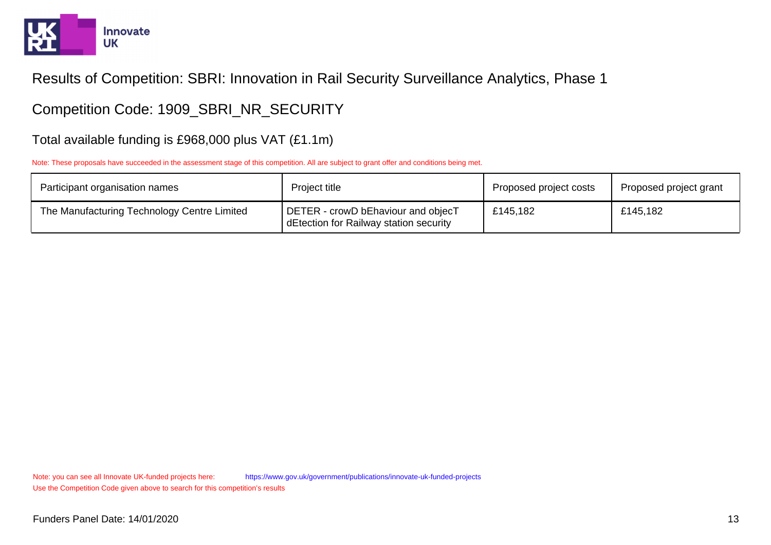Results of Competition: SBRI: Innovation in Rail Security Surveillance Analytics, Phase 1

Competition Code: 1909_SBRI_NR_SECURITY

Total available funding is £968,000 plus VAT (£1.1m)

Note: These proposals have succeeded in the assessment stage of this competition. All are subject to grant offer and conditions being met.

| Participant organisation names | Project title | Proposed project costs | Proposed project grant |
|---|---|---|---|
| The Manufacturing Technology Centre Limited | DETER - crowD bEhaviour and objecT dEtection for Railway station security | £145,182 | £145,182 |

Note: you can see all Innovate UK-funded projects here: https://www.gov.uk/government/publications/innovate-uk-funded-projects
Use the Competition Code given above to search for this competition's results

Funders Panel Date: 14/01/2020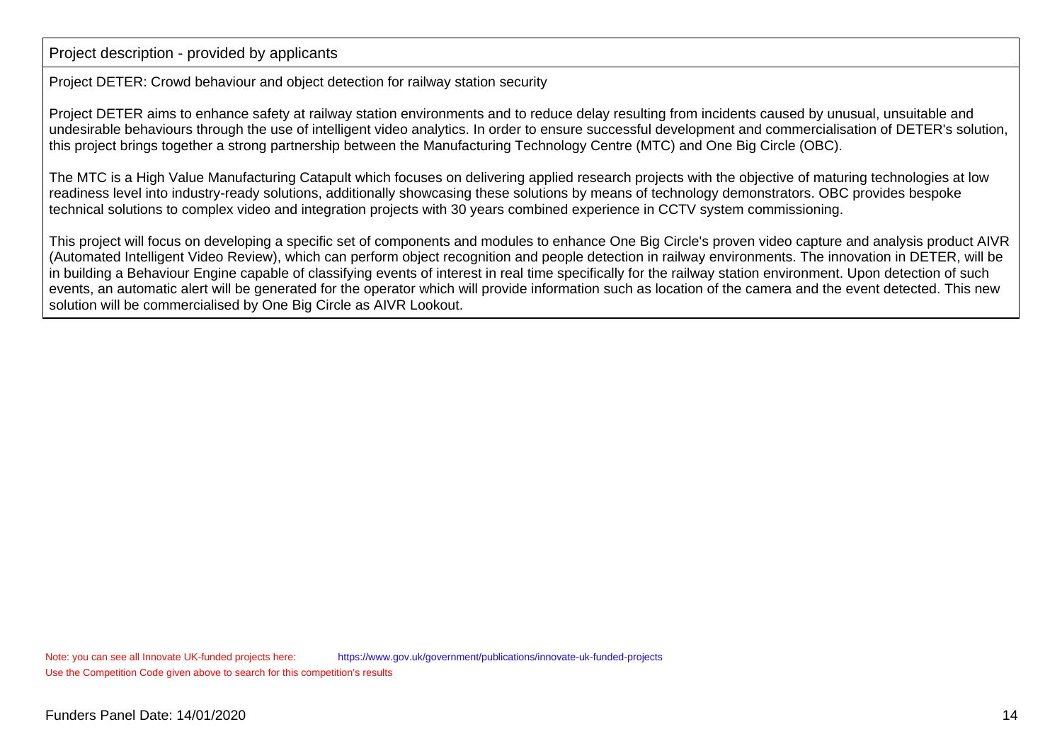| Project description - provided by applicants |
| --- |
| Project DETER: Crowd behaviour and object detection for railway station security<br><br>Project DETER aims to enhance safety at railway station environments and to reduce delay resulting from incidents caused by unusual, unsuitable and undesirable behaviours through the use of intelligent video analytics. In order to ensure successful development and commercialisation of DETER's solution, this project brings together a strong partnership between the Manufacturing Technology Centre (MTC) and One Big Circle (OBC).<br><br>The MTC is a High Value Manufacturing Catapult which focuses on delivering applied research projects with the objective of maturing technologies at low readiness level into industry-ready solutions, additionally showcasing these solutions by means of technology demonstrators. OBC provides bespoke technical solutions to complex video and integration projects with 30 years combined experience in CCTV system commissioning.<br><br>This project will focus on developing a specific set of components and modules to enhance One Big Circle's proven video capture and analysis product AIVR (Automated Intelligent Video Review), which can perform object recognition and people detection in railway environments. The innovation in DETER, will be in building a Behaviour Engine capable of classifying events of interest in real time specifically for the railway station environment. Upon detection of such events, an automatic alert will be generated for the operator which will provide information such as location of the camera and the event detected. This new solution will be commercialised by One Big Circle as AIVR Lookout. |

Note: you can see all Innovate UK-funded projects here: https://www.gov.uk/government/publications/innovate-uk-funded-projects
Use the Competition Code given above to search for this competition's results

Funders Panel Date: 14/01/2020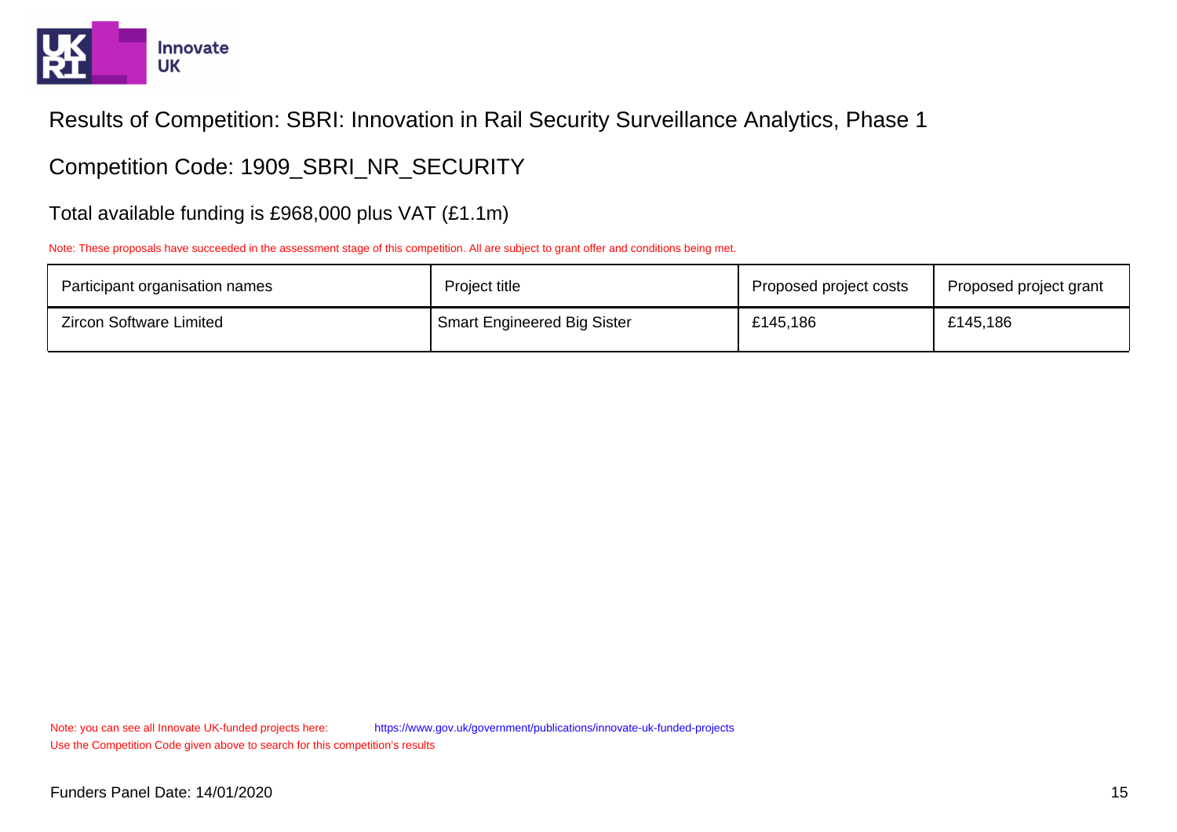# Results of Competition: SBRI: Innovation in Rail Security Surveillance Analytics, Phase 1

## Competition Code: 1909_SBRI_NR_SECURITY

### Total available funding is £968,000 plus VAT (£1.1m)

Note: These proposals have succeeded in the assessment stage of this competition. All are subject to grant offer and conditions being met.

| Participant organisation names | Project title | Proposed project costs | Proposed project grant |
|---|---|---|---|
| Zircon Software Limited | Smart Engineered Big Sister | £145,186 | £145,186 |

Note: you can see all Innovate UK-funded projects here: https://www.gov.uk/government/publications/innovate-uk-funded-projects
Use the Competition Code given above to search for this competition's results

Funders Panel Date: 14/01/2020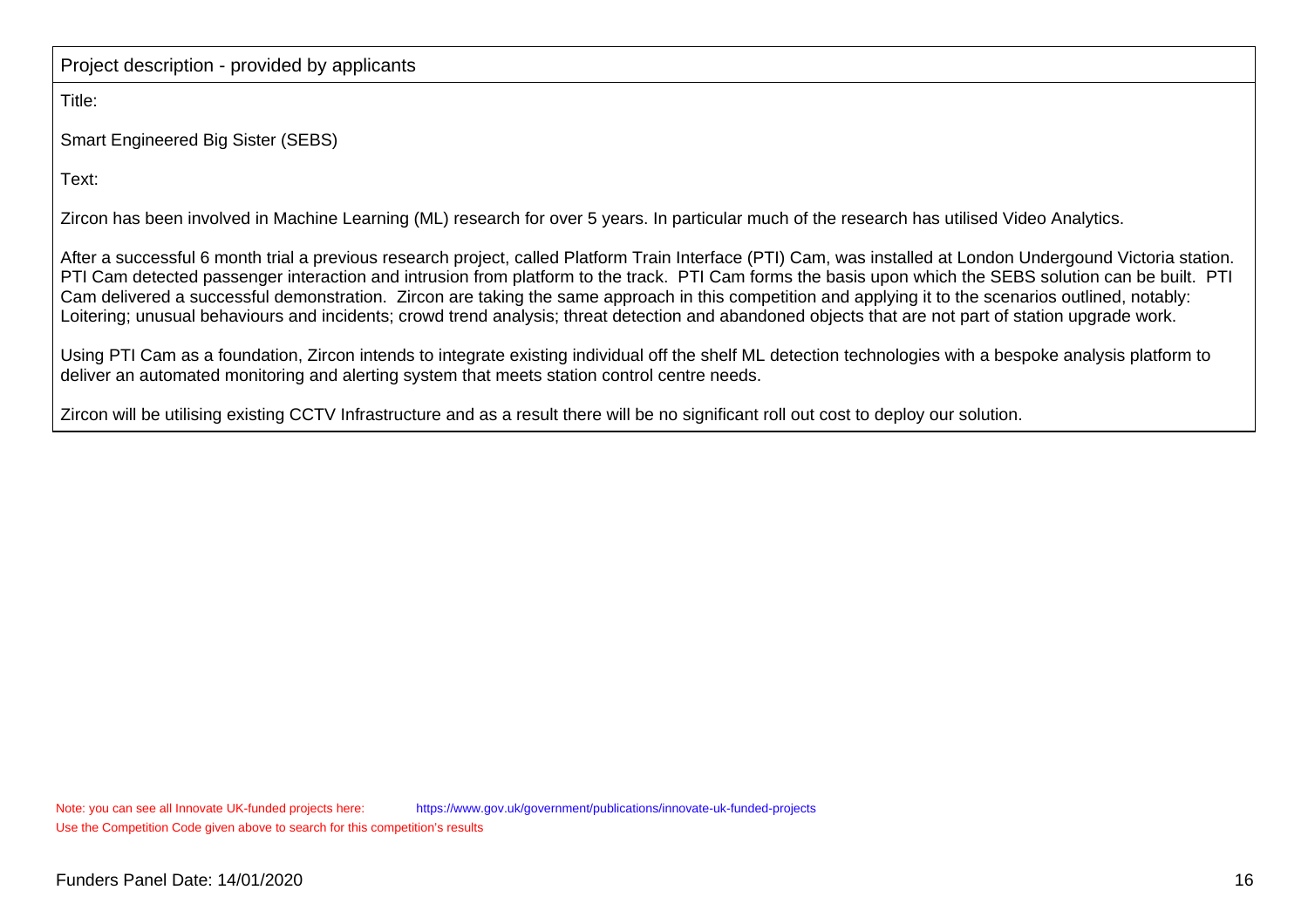Project description - provided by applicants

Title:

Smart Engineered Big Sister (SEBS)

Text:

Zircon has been involved in Machine Learning (ML) research for over 5 years. In particular much of the research has utilised Video Analytics.

After a successful 6 month trial a previous research project, called Platform Train Interface (PTI) Cam, was installed at London Undergound Victoria station. PTI Cam detected passenger interaction and intrusion from platform to the track. PTI Cam forms the basis upon which the SEBS solution can be built. PTI Cam delivered a successful demonstration. Zircon are taking the same approach in this competition and applying it to the scenarios outlined, notably: Loitering; unusual behaviours and incidents; crowd trend analysis; threat detection and abandoned objects that are not part of station upgrade work.

Using PTI Cam as a foundation, Zircon intends to integrate existing individual off the shelf ML detection technologies with a bespoke analysis platform to deliver an automated monitoring and alerting system that meets station control centre needs.

Zircon will be utilising existing CCTV Infrastructure and as a result there will be no significant roll out cost to deploy our solution.

Note: you can see all Innovate UK-funded projects here: https://www.gov.uk/government/publications/innovate-uk-funded-projects
Use the Competition Code given above to search for this competition's results

Funders Panel Date: 14/01/2020